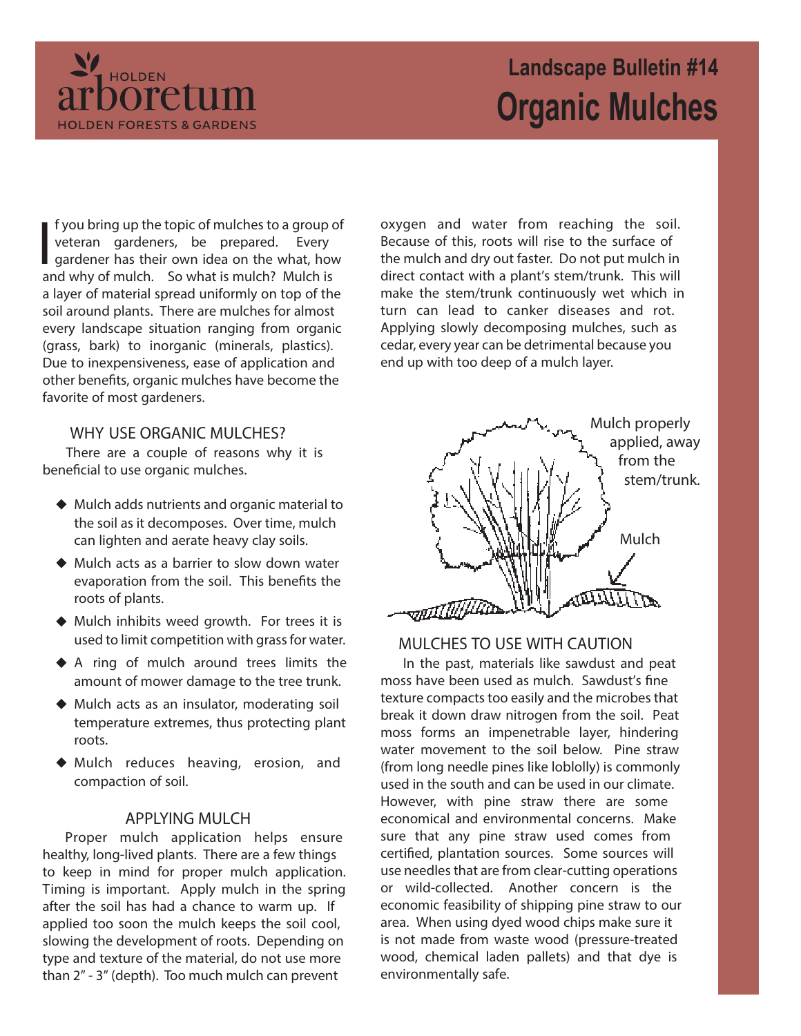HOLDEN arboretum
HOLDEN FORESTS & GARDENS

# Landscape Bulletin #14
# Organic Mulches

If you bring up the topic of mulches to a group of veteran gardeners, be prepared. Every gardener has their own idea on the what, how and why of mulch. So what is mulch? Mulch is a layer of material spread uniformly on top of the soil around plants. There are mulches for almost every landscape situation ranging from organic (grass, bark) to inorganic (minerals, plastics). Due to inexpensiveness, ease of application and other benefits, organic mulches have become the favorite of most gardeners.

## WHY USE ORGANIC MULCHES?

There are a couple of reasons why it is beneficial to use organic mulches.

- Mulch adds nutrients and organic material to the soil as it decomposes. Over time, mulch can lighten and aerate heavy clay soils.
- Mulch acts as a barrier to slow down water evaporation from the soil. This benefits the roots of plants.
- Mulch inhibits weed growth. For trees it is used to limit competition with grass for water.
- A ring of mulch around trees limits the amount of mower damage to the tree trunk.
- Mulch acts as an insulator, moderating soil temperature extremes, thus protecting plant roots.
- Mulch reduces heaving, erosion, and compaction of soil.

## APPLYING MULCH

Proper mulch application helps ensure healthy, long-lived plants. There are a few things to keep in mind for proper mulch application. Timing is important. Apply mulch in the spring after the soil has had a chance to warm up. If applied too soon the mulch keeps the soil cool, slowing the development of roots. Depending on type and texture of the material, do not use more than 2" - 3" (depth). Too much mulch can prevent oxygen and water from reaching the soil. Because of this, roots will rise to the surface of the mulch and dry out faster. Do not put mulch in direct contact with a plant's stem/trunk. This will make the stem/trunk continuously wet which in turn can lead to canker diseases and rot. Applying slowly decomposing mulches, such as cedar, every year can be detrimental because you end up with too deep of a mulch layer.

Mulch properly applied, away from the stem/trunk.

Mulch

## MULCHES TO USE WITH CAUTION

In the past, materials like sawdust and peat moss have been used as mulch. Sawdust's fine texture compacts too easily and the microbes that break it down draw nitrogen from the soil. Peat moss forms an impenetrable layer, hindering water movement to the soil below. Pine straw (from long needle pines like loblolly) is commonly used in the south and can be used in our climate. However, with pine straw there are some economical and environmental concerns. Make sure that any pine straw used comes from certified, plantation sources. Some sources will use needles that are from clear-cutting operations or wild-collected. Another concern is the economic feasibility of shipping pine straw to our area. When using dyed wood chips make sure it is not made from waste wood (pressure-treated wood, chemical laden pallets) and that dye is environmentally safe.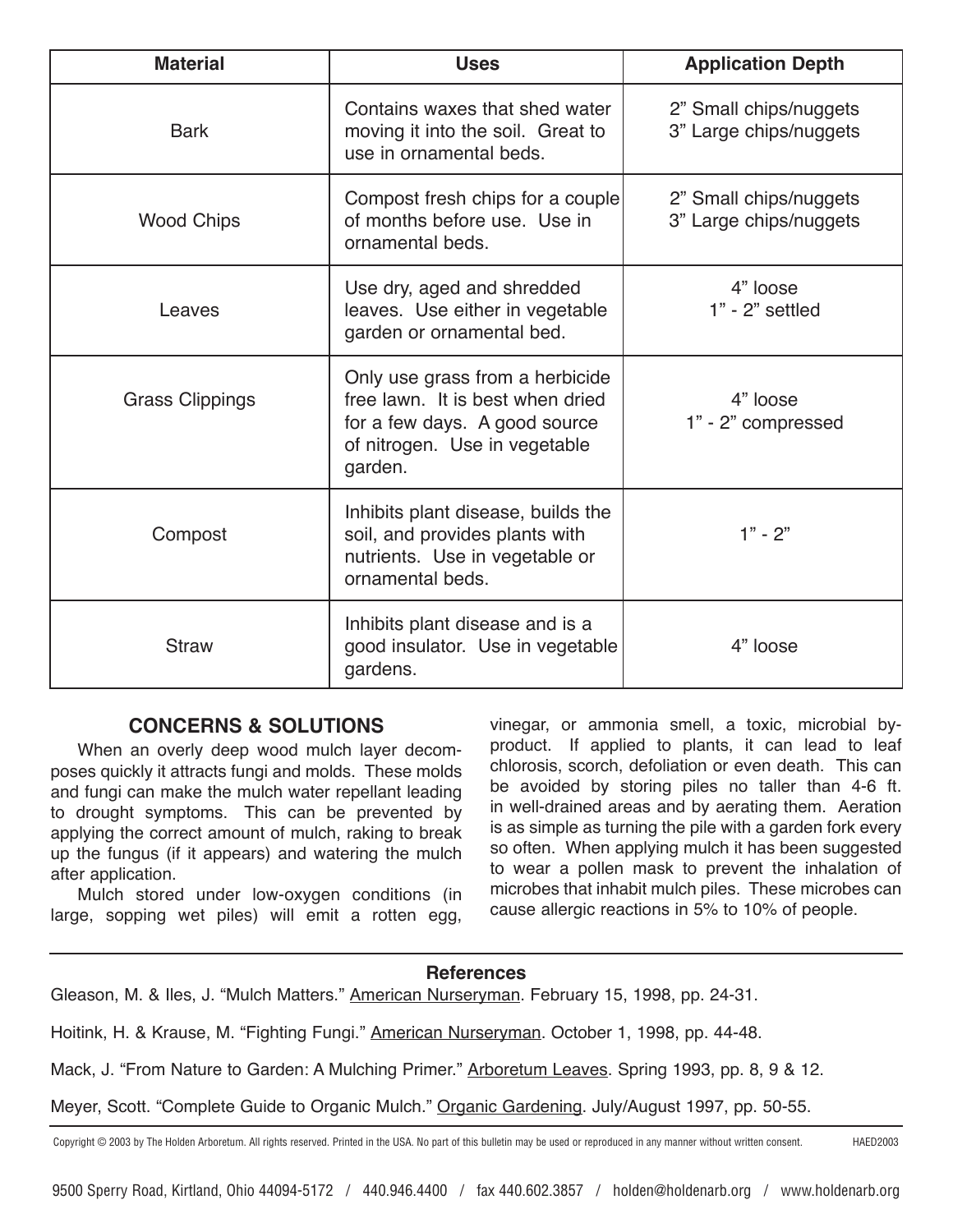| Material | Uses | Application Depth |
|---|---|---|
| Bark | Contains waxes that shed water moving it into the soil. Great to use in ornamental beds. | 2" Small chips/nuggets<br>3" Large chips/nuggets |
| Wood Chips | Compost fresh chips for a couple of months before use. Use in ornamental beds. | 2" Small chips/nuggets<br>3" Large chips/nuggets |
| Leaves | Use dry, aged and shredded leaves. Use either in vegetable garden or ornamental bed. | 4" loose<br>1" - 2" settled |
| Grass Clippings | Only use grass from a herbicide free lawn. It is best when dried for a few days. A good source of nitrogen. Use in vegetable garden. | 4" loose<br>1" - 2" compressed |
| Compost | Inhibits plant disease, builds the soil, and provides plants with nutrients. Use in vegetable or ornamental beds. | 1" - 2" |
| Straw | Inhibits plant disease and is a good insulator. Use in vegetable gardens. | 4" loose |

## CONCERNS & SOLUTIONS

When an overly deep wood mulch layer decomposes quickly it attracts fungi and molds. These molds and fungi can make the mulch water repellant leading to drought symptoms. This can be prevented by applying the correct amount of mulch, raking to break up the fungus (if it appears) and watering the mulch after application.

Mulch stored under low-oxygen conditions (in large, sopping wet piles) will emit a rotten egg, vinegar, or ammonia smell, a toxic, microbial by-product. If applied to plants, it can lead to leaf chlorosis, scorch, defoliation or even death. This can be avoided by storing piles no taller than 4-6 ft. in well-drained areas and by aerating them. Aeration is as simple as turning the pile with a garden fork every so often. When applying mulch it has been suggested to wear a pollen mask to prevent the inhalation of microbes that inhabit mulch piles. These microbes can cause allergic reactions in 5% to 10% of people.

### References

Gleason, M. & Iles, J. "Mulch Matters." American Nurseryman. February 15, 1998, pp. 24-31.

Hoitink, H. & Krause, M. "Fighting Fungi." American Nurseryman. October 1, 1998, pp. 44-48.

Mack, J. "From Nature to Garden: A Mulching Primer." Arboretum Leaves. Spring 1993, pp. 8, 9 & 12.

Meyer, Scott. "Complete Guide to Organic Mulch." Organic Gardening. July/August 1997, pp. 50-55.

Copyright © 2003 by The Holden Arboretum. All rights reserved. Printed in the USA. No part of this bulletin may be used or reproduced in any manner without written consent. HAED2003

9500 Sperry Road, Kirtland, Ohio 44094-5172 / 440.946.4400 / fax 440.602.3857 / holden@holdenarb.org / www.holdenarb.org